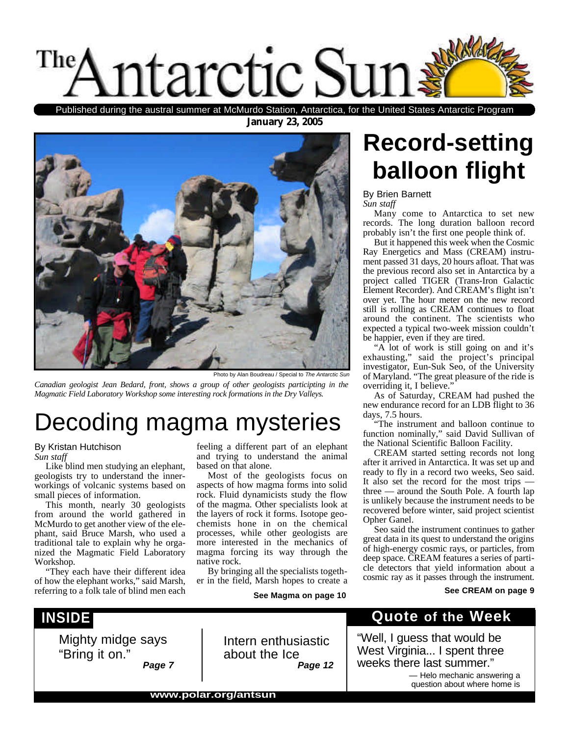# The Antarctic Sun

Published during the austral summer at McMurdo Station, Antarctica, for the United States Antarctic Program

**January 23, 2005**

Photo by Alan Boudreau / Special to *The Antarctic Sun*

*Canadian geologist Jean Bedard, front, shows a group of other geologists participating in the Magmatic Field Laboratory Workshop some interesting rock formations in the Dry Valleys.*

## Decoding magma mysteries

By Kristan Hutchison
*Sun staff*

Like blind men studying an elephant, geologists try to understand the innerworkings of volcanic systems based on small pieces of information.

This month, nearly 30 geologists from around the world gathered in McMurdo to get another view of the elephant, said Bruce Marsh, who used a traditional tale to explain why he organized the Magmatic Field Laboratory Workshop.

"They each have their different idea of how the elephant works," said Marsh, referring to a folk tale of blind men each feeling a different part of an elephant and trying to understand the animal based on that alone.

Most of the geologists focus on aspects of how magma forms into solid rock. Fluid dynamicists study the flow of the magma. Other specialists look at the layers of rock it forms. Isotope geochemists hone in on the chemical processes, while other geologists are more interested in the mechanics of magma forcing its way through the native rock.

By bringing all the specialists together in the field, Marsh hopes to create a

**See Magma on page 10**

## Record-setting balloon flight

By Brien Barnett
*Sun staff*

Many come to Antarctica to set new records. The long duration balloon record probably isn't the first one people think of.

But it happened this week when the Cosmic Ray Energetics and Mass (CREAM) instrument passed 31 days, 20 hours afloat. That was the previous record also set in Antarctica by a project called TIGER (Trans-Iron Galactic Element Recorder). And CREAM's flight isn't over yet. The hour meter on the new record still is rolling as CREAM continues to float around the continent. The scientists who expected a typical two-week mission couldn't be happier, even if they are tired.

"A lot of work is still going on and it's exhausting," said the project's principal investigator, Eun-Suk Seo, of the University of Maryland. "The great pleasure of the ride is overriding it, I believe."

As of Saturday, CREAM had pushed the new endurance record for an LDB flight to 36 days, 7.5 hours.

"The instrument and balloon continue to function nominally," said David Sullivan of the National Scientific Balloon Facility.

CREAM started setting records not long after it arrived in Antarctica. It was set up and ready to fly in a record two weeks, Seo said. It also set the record for the most trips — three — around the South Pole. A fourth lap is unlikely because the instrument needs to be recovered before winter, said project scientist Opher Ganel.

Seo said the instrument continues to gather great data in its quest to understand the origins of high-energy cosmic rays, or particles, from deep space. CREAM features a series of particle detectors that yield information about a cosmic ray as it passes through the instrument.

**See CREAM on page 9**

## INSIDE

Mighty midge says "Bring it on." **Page 7**

Intern enthusiastic about the Ice **Page 12**

## Quote of the Week

"Well, I guess that would be West Virginia... I spent three weeks there last summer."

— Helo mechanic answering a question about where home is

**www.polar.org/antsun**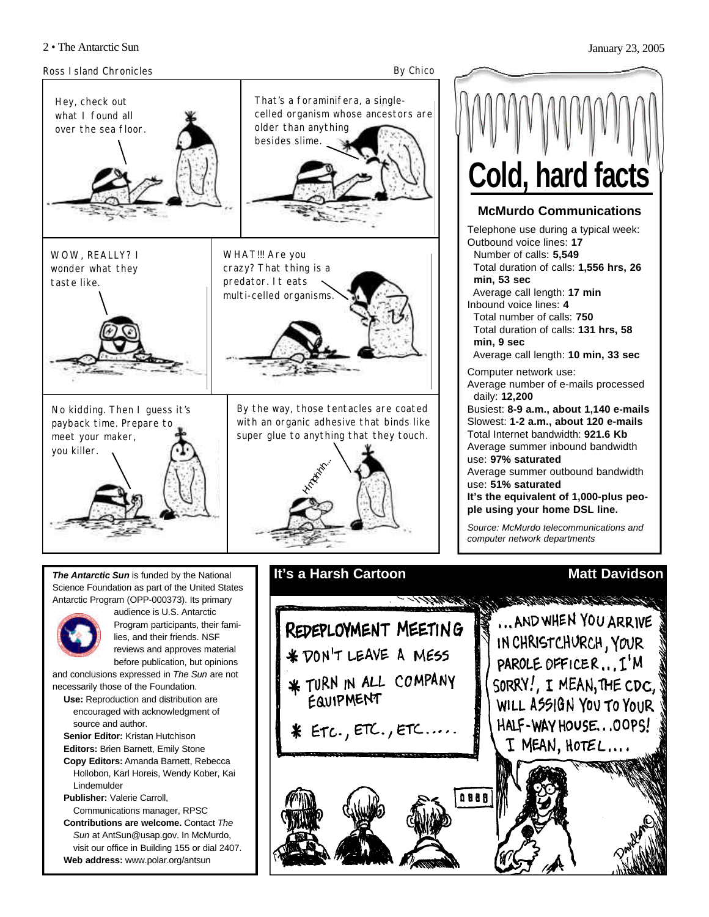## Ross Island Chronicles

By Chico

Hey, check out what I found all over the sea floor.

That's a foraminifera, a single-celled organism whose ancestors are older than anything besides slime.

WOW, REALLY? I wonder what they taste like.

WHAT!!! Are you crazy? That thing is a predator. It eats multi-celled organisms.

No kidding. Then I guess it's payback time. Prepare to meet your maker, you killer.

By the way, those tentacles are coated with an organic adhesive that binds like super glue to anything that they touch.

Hmphhh...

# Cold, hard facts

## McMurdo Communications

Telephone use during a typical week:
Outbound voice lines: **17**
Number of calls: **5,549**
Total duration of calls: **1,556 hrs, 26 min, 53 sec**
Average call length: **17 min**
Inbound voice lines: **4**
Total number of calls: **750**
Total duration of calls: **131 hrs, 58 min, 9 sec**
Average call length: **10 min, 33 sec**

Computer network use:
Average number of e-mails processed daily: **12,200**
Busiest: **8-9 a.m., about 1,140 e-mails**
Slowest: **1-2 a.m., about 120 e-mails**
Total Internet bandwidth: **921.6 Kb**
Average summer inbound bandwidth use: **97% saturated**
Average summer outbound bandwidth use: **51% saturated**
**It's the equivalent of 1,000-plus people using your home DSL line.**

*Source: McMurdo telecommunications and computer network departments*

***The Antarctic Sun*** is funded by the National Science Foundation as part of the United States Antarctic Program (OPP-000373). Its primary audience is U.S. Antarctic Program participants, their families, and their friends. NSF reviews and approves material before publication, but opinions and conclusions expressed in *The Sun* are not necessarily those of the Foundation.

**Use:** Reproduction and distribution are encouraged with acknowledgment of source and author.
**Senior Editor:** Kristan Hutchison
**Editors:** Brien Barnett, Emily Stone
**Copy Editors:** Amanda Barnett, Rebecca Hollobon, Karl Horeis, Wendy Kober, Kai Lindemulder
**Publisher:** Valerie Carroll, Communications manager, RPSC
**Contributions are welcome.** Contact *The Sun* at AntSun@usap.gov. In McMurdo, visit our office in Building 155 or dial 2407.
**Web address:** www.polar.org/antsun

## It's a Harsh Cartoon

**Matt Davidson**

REDEPLOYMENT MEETING
* DON'T LEAVE A MESS
* TURN IN ALL COMPANY EQUIPMENT
* ETC., ETC., ETC.....

...AND WHEN YOU ARRIVE IN CHRISTCHURCH, YOUR PAROLE OFFICER...I'M SORRY!, I MEAN, THE CDC, WILL ASSIGN YOU TO YOUR HALF-WAY HOUSE...OOPS! I MEAN, HOTEL....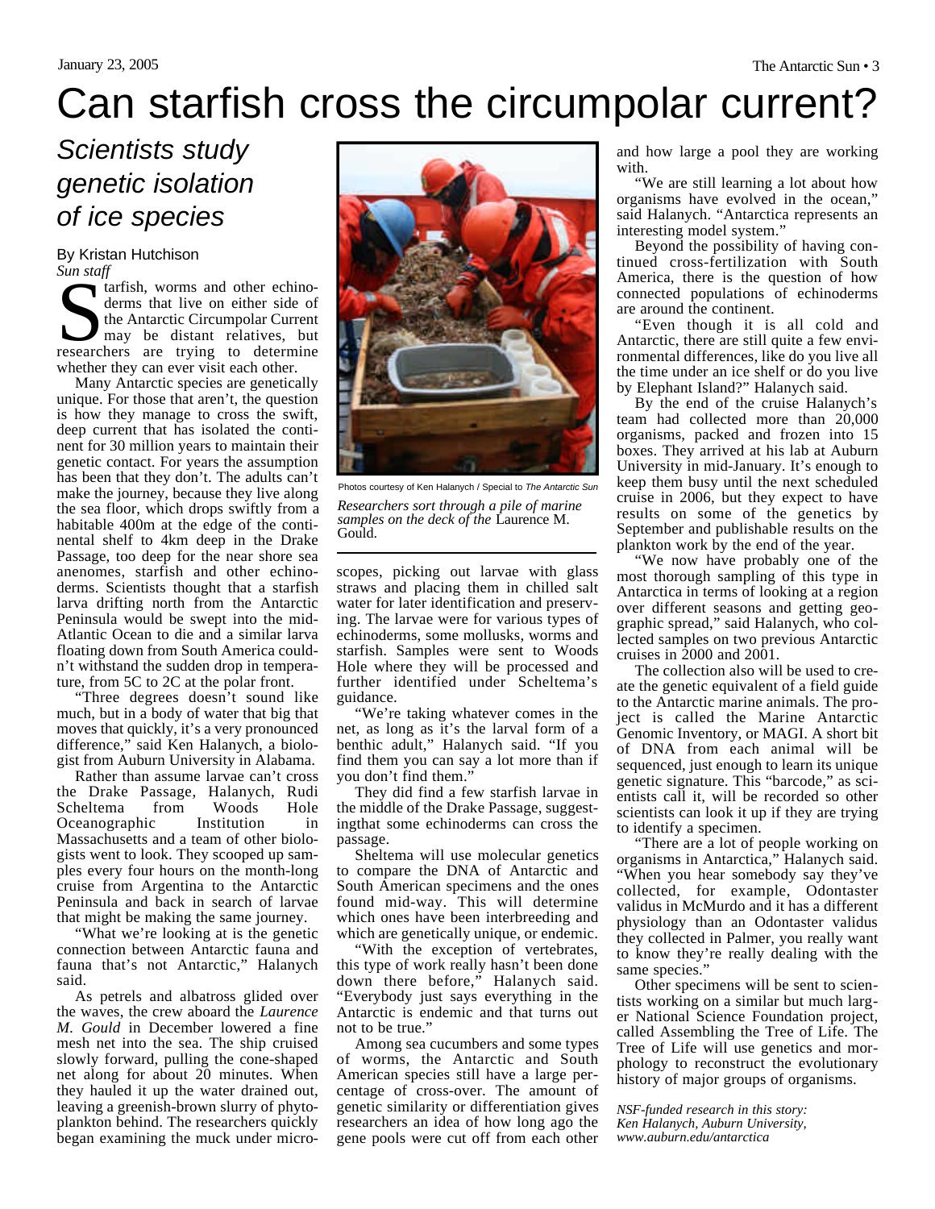# Can starfish cross the circumpolar current?

## *Scientists study genetic isolation of ice species*

By Kristan Hutchison
*Sun staff*

Starfish, worms and other echinoderms that live on either side of the Antarctic Circumpolar Current may be distant relatives, but researchers are trying to determine whether they can ever visit each other.

Many Antarctic species are genetically unique. For those that aren't, the question is how they manage to cross the swift, deep current that has isolated the continent for 30 million years to maintain their genetic contact. For years the assumption has been that they don't. The adults can't make the journey, because they live along the sea floor, which drops swiftly from a habitable 400m at the edge of the continental shelf to 4km deep in the Drake Passage, too deep for the near shore sea anenomes, starfish and other echinoderms. Scientists thought that a starfish larva drifting north from the Antarctic Peninsula would be swept into the mid-Atlantic Ocean to die and a similar larva floating down from South America couldn't withstand the sudden drop in temperature, from 5C to 2C at the polar front.

"Three degrees doesn't sound like much, but in a body of water that big that moves that quickly, it's a very pronounced difference," said Ken Halanych, a biologist from Auburn University in Alabama.

Rather than assume larvae can't cross the Drake Passage, Halanych, Rudi Scheltema from Woods Hole Oceanographic Institution in Massachusetts and a team of other biologists went to look. They scooped up samples every four hours on the month-long cruise from Argentina to the Antarctic Peninsula and back in search of larvae that might be making the same journey.

"What we're looking at is the genetic connection between Antarctic fauna and fauna that's not Antarctic," Halanych said.

As petrels and albatross glided over the waves, the crew aboard the *Laurence M. Gould* in December lowered a fine mesh net into the sea. The ship cruised slowly forward, pulling the cone-shaped net along for about 20 minutes. When they hauled it up the water drained out, leaving a greenish-brown slurry of phytoplankton behind. The researchers quickly began examining the muck under microscopes, picking out larvae with glass straws and placing them in chilled salt water for later identification and preserving. The larvae were for various types of echinoderms, some mollusks, worms and starfish. Samples were sent to Woods Hole where they will be processed and further identified under Scheltema's guidance.

Photos courtesy of Ken Halanych / Special to *The Antarctic Sun*

*Researchers sort through a pile of marine samples on the deck of the* Laurence M. Gould.

"We're taking whatever comes in the net, as long as it's the larval form of a benthic adult," Halanych said. "If you find them you can say a lot more than if you don't find them."

They did find a few starfish larvae in the middle of the Drake Passage, suggestingthat some echinoderms can cross the passage.

Sheltema will use molecular genetics to compare the DNA of Antarctic and South American specimens and the ones found mid-way. This will determine which ones have been interbreeding and which are genetically unique, or endemic.

"With the exception of vertebrates, this type of work really hasn't been done down there before," Halanych said. "Everybody just says everything in the Antarctic is endemic and that turns out not to be true."

Among sea cucumbers and some types of worms, the Antarctic and South American species still have a large percentage of cross-over. The amount of genetic similarity or differentiation gives researchers an idea of how long ago the gene pools were cut off from each other and how large a pool they are working with.

"We are still learning a lot about how organisms have evolved in the ocean," said Halanych. "Antarctica represents an interesting model system."

Beyond the possibility of having continued cross-fertilization with South America, there is the question of how connected populations of echinoderms are around the continent.

"Even though it is all cold and Antarctic, there are still quite a few environmental differences, like do you live all the time under an ice shelf or do you live by Elephant Island?" Halanych said.

By the end of the cruise Halanych's team had collected more than 20,000 organisms, packed and frozen into 15 boxes. They arrived at his lab at Auburn University in mid-January. It's enough to keep them busy until the next scheduled cruise in 2006, but they expect to have results on some of the genetics by September and publishable results on the plankton work by the end of the year.

"We now have probably one of the most thorough sampling of this type in Antarctica in terms of looking at a region over different seasons and getting geographic spread," said Halanych, who collected samples on two previous Antarctic cruises in 2000 and 2001.

The collection also will be used to create the genetic equivalent of a field guide to the Antarctic marine animals. The project is called the Marine Antarctic Genomic Inventory, or MAGI. A short bit of DNA from each animal will be sequenced, just enough to learn its unique genetic signature. This "barcode," as scientists call it, will be recorded so other scientists can look it up if they are trying to identify a specimen.

"There are a lot of people working on organisms in Antarctica," Halanych said. "When you hear somebody say they've collected, for example, Odontaster validus in McMurdo and it has a different physiology than an Odontaster validus they collected in Palmer, you really want to know they're really dealing with the same species."

Other specimens will be sent to scientists working on a similar but much larger National Science Foundation project, called Assembling the Tree of Life. The Tree of Life will use genetics and morphology to reconstruct the evolutionary history of major groups of organisms.

*NSF-funded research in this story: Ken Halanych, Auburn University, www.auburn.edu/antarctica*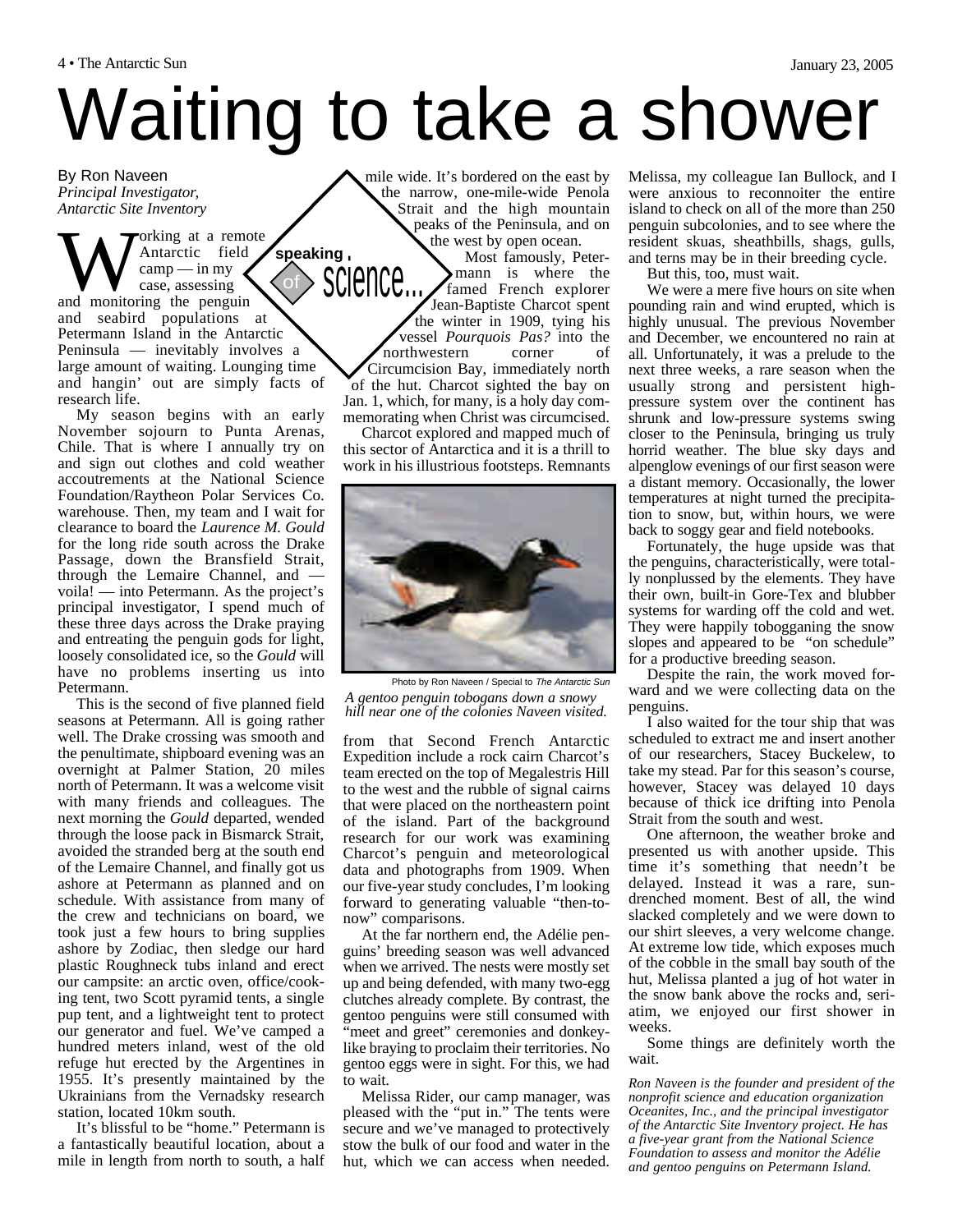# Waiting to take a shower

By Ron Naveen
*Principal Investigator, Antarctic Site Inventory*

**speaking of science...**

Working at a remote Antarctic field camp — in my case, assessing and monitoring the penguin and seabird populations at Petermann Island in the Antarctic Peninsula — inevitably involves a large amount of waiting. Lounging time and hangin' out are simply facts of research life.

My season begins with an early November sojourn to Punta Arenas, Chile. That is where I annually try on and sign out clothes and cold weather accoutrements at the National Science Foundation/Raytheon Polar Services Co. warehouse. Then, my team and I wait for clearance to board the *Laurence M. Gould* for the long ride south across the Drake Passage, down the Bransfield Strait, through the Lemaire Channel, and — voila! — into Petermann. As the project's principal investigator, I spend much of these three days across the Drake praying and entreating the penguin gods for light, loosely consolidated ice, so the *Gould* will have no problems inserting us into Petermann.

This is the second of five planned field seasons at Petermann. All is going rather well. The Drake crossing was smooth and the penultimate, shipboard evening was an overnight at Palmer Station, 20 miles north of Petermann. It was a welcome visit with many friends and colleagues. The next morning the *Gould* departed, wended through the loose pack in Bismarck Strait, avoided the stranded berg at the south end of the Lemaire Channel, and finally got us ashore at Petermann as planned and on schedule. With assistance from many of the crew and technicians on board, we took just a few hours to bring supplies ashore by Zodiac, then sledge our hard plastic Roughneck tubs inland and erect our campsite: an arctic oven, office/cooking tent, two Scott pyramid tents, a single pup tent, and a lightweight tent to protect our generator and fuel. We've camped a hundred meters inland, west of the old refuge hut erected by the Argentines in 1955. It's presently maintained by the Ukrainians from the Vernadsky research station, located 10km south.

It's blissful to be "home." Petermann is a fantastically beautiful location, about a mile in length from north to south, a half mile wide. It's bordered on the east by the narrow, one-mile-wide Penola Strait and the high mountain peaks of the Peninsula, and on the west by open ocean.

Most famously, Petermann is where the famed French explorer Jean-Baptiste Charcot spent the winter in 1909, tying his vessel *Pourquois Pas?* into the northwestern corner of Circumcision Bay, immediately north of the hut. Charcot sighted the bay on Jan. 1, which, for many, is a holy day commemorating when Christ was circumcised.

Charcot explored and mapped much of this sector of Antarctica and it is a thrill to work in his illustrious footsteps. Remnants from that Second French Antarctic Expedition include a rock cairn Charcot's team erected on the top of Megalestris Hill to the west and the rubble of signal cairns that were placed on the northeastern point of the island. Part of the background research for our work was examining Charcot's penguin and meteorological data and photographs from 1909. When our five-year study concludes, I'm looking forward to generating valuable "then-to-now" comparisons.

Photo by Ron Naveen / Special to *The Antarctic Sun*

*A gentoo penguin tobogans down a snowy hill near one of the colonies Naveen visited.*

At the far northern end, the Adélie penguins' breeding season was well advanced when we arrived. The nests were mostly set up and being defended, with many two-egg clutches already complete. By contrast, the gentoo penguins were still consumed with "meet and greet" ceremonies and donkey-like braying to proclaim their territories. No gentoo eggs were in sight. For this, we had to wait.

Melissa Rider, our camp manager, was pleased with the "put in." The tents were secure and we've managed to protectively stow the bulk of our food and water in the hut, which we can access when needed. Melissa, my colleague Ian Bullock, and I were anxious to reconnoiter the entire island to check on all of the more than 250 penguin subcolonies, and to see where the resident skuas, sheathbills, shags, gulls, and terns may be in their breeding cycle.

But this, too, must wait.

We were a mere five hours on site when pounding rain and wind erupted, which is highly unusual. The previous November and December, we encountered no rain at all. Unfortunately, it was a prelude to the next three weeks, a rare season when the usually strong and persistent high-pressure system over the continent has shrunk and low-pressure systems swing closer to the Peninsula, bringing us truly horrid weather. The blue sky days and alpenglow evenings of our first season were a distant memory. Occasionally, the lower temperatures at night turned the precipitation to snow, but, within hours, we were back to soggy gear and field notebooks.

Fortunately, the huge upside was that the penguins, characteristically, were totally nonplussed by the elements. They have their own, built-in Gore-Tex and blubber systems for warding off the cold and wet. They were happily tobogganing the snow slopes and appeared to be "on schedule" for a productive breeding season.

Despite the rain, the work moved forward and we were collecting data on the penguins.

I also waited for the tour ship that was scheduled to extract me and insert another of our researchers, Stacey Buckelew, to take my stead. Par for this season's course, however, Stacey was delayed 10 days because of thick ice drifting into Penola Strait from the south and west.

One afternoon, the weather broke and presented us with another upside. This time it's something that needn't be delayed. Instead it was a rare, sun-drenched moment. Best of all, the wind slacked completely and we were down to our shirt sleeves, a very welcome change. At extreme low tide, which exposes much of the cobble in the small bay south of the hut, Melissa planted a jug of hot water in the snow bank above the rocks and, seriatim, we enjoyed our first shower in weeks.

Some things are definitely worth the wait.

*Ron Naveen is the founder and president of the nonprofit science and education organization Oceanites, Inc., and the principal investigator of the Antarctic Site Inventory project. He has a five-year grant from the National Science Foundation to assess and monitor the Adélie and gentoo penguins on Petermann Island.*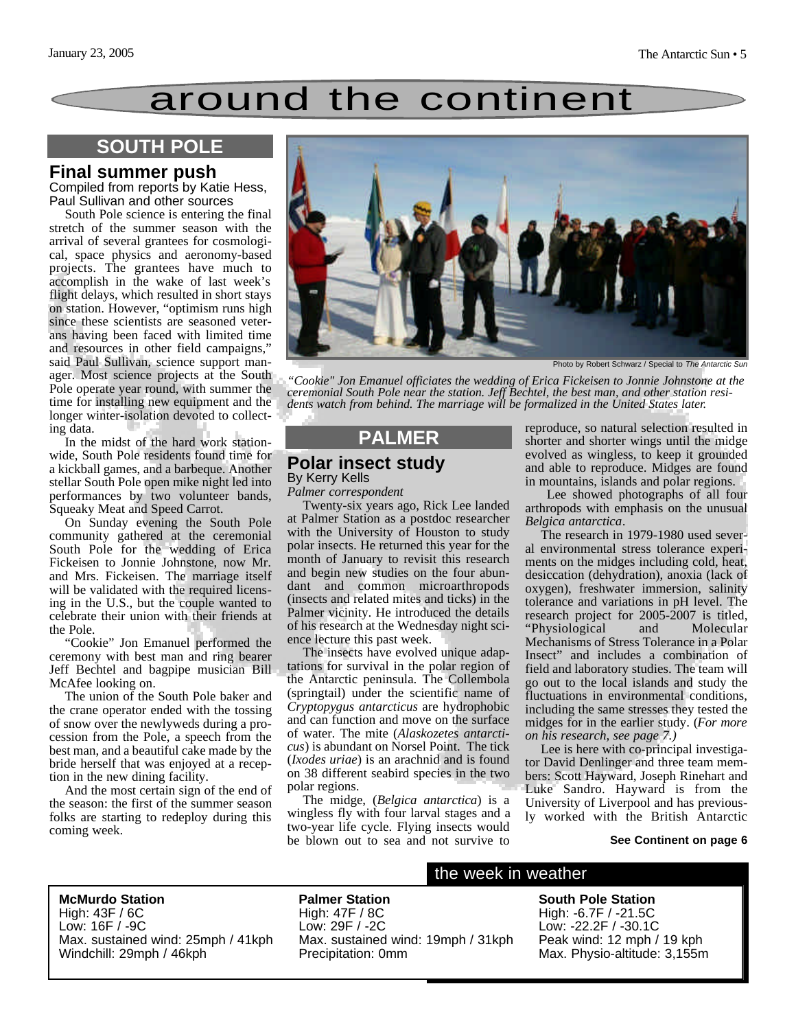# around the continent

## SOUTH POLE

### Final summer push

Compiled from reports by Katie Hess, Paul Sullivan and other sources

South Pole science is entering the final stretch of the summer season with the arrival of several grantees for cosmological, space physics and aeronomy-based projects. The grantees have much to accomplish in the wake of last week's flight delays, which resulted in short stays on station. However, "optimism runs high since these scientists are seasoned veterans having been faced with limited time and resources in other field campaigns," said Paul Sullivan, science support manager. Most science projects at the South Pole operate year round, with summer the time for installing new equipment and the longer winter-isolation devoted to collecting data.

In the midst of the hard work stationwide, South Pole residents found time for a kickball games, and a barbeque. Another stellar South Pole open mike night led into performances by two volunteer bands, Squeaky Meat and Speed Carrot.

On Sunday evening the South Pole community gathered at the ceremonial South Pole for the wedding of Erica Fickeisen to Jonnie Johnstone, now Mr. and Mrs. Fickeisen. The marriage itself will be validated with the required licensing in the U.S., but the couple wanted to celebrate their union with their friends at the Pole.

"Cookie" Jon Emanuel performed the ceremony with best man and ring bearer Jeff Bechtel and bagpipe musician Bill McAfee looking on.

The union of the South Pole baker and the crane operator ended with the tossing of snow over the newlyweds during a procession from the Pole, a speech from the best man, and a beautiful cake made by the bride herself that was enjoyed at a reception in the new dining facility.

And the most certain sign of the end of the season: the first of the summer season folks are starting to redeploy during this coming week.

Photo by Robert Schwarz / Special to *The Antarctic Sun*

*"Cookie" Jon Emanuel officiates the wedding of Erica Fickeisen to Jonnie Johnstone at the ceremonial South Pole near the station. Jeff Bechtel, the best man, and other station residents watch from behind. The marriage will be formalized in the United States later.*

## PALMER

### Polar insect study

By Kerry Kells
*Palmer correspondent*

Twenty-six years ago, Rick Lee landed at Palmer Station as a postdoc researcher with the University of Houston to study polar insects. He returned this year for the month of January to revisit this research and begin new studies on the four abundant and common microarthropods (insects and related mites and ticks) in the Palmer vicinity. He introduced the details of his research at the Wednesday night science lecture this past week.

The insects have evolved unique adaptations for survival in the polar region of the Antarctic peninsula. The Collembola (springtail) under the scientific name of *Cryptopygus antarcticus* are hydrophobic and can function and move on the surface of water. The mite (*Alaskozetes antarcticus*) is abundant on Norsel Point. The tick (*Ixodes uriae*) is an arachnid and is found on 38 different seabird species in the two polar regions.

The midge, (*Belgica antarctica*) is a wingless fly with four larval stages and a two-year life cycle. Flying insects would be blown out to sea and not survive to reproduce, so natural selection resulted in shorter and shorter wings until the midge evolved as wingless, to keep it grounded and able to reproduce. Midges are found in mountains, islands and polar regions.

Lee showed photographs of all four arthropods with emphasis on the unusual *Belgica antarctica*.

The research in 1979-1980 used several environmental stress tolerance experiments on the midges including cold, heat, desiccation (dehydration), anoxia (lack of oxygen), freshwater immersion, salinity tolerance and variations in pH level. The research project for 2005-2007 is titled, "Physiological and Molecular Mechanisms of Stress Tolerance in a Polar Insect" and includes a combination of field and laboratory studies. The team will go out to the local islands and study the fluctuations in environmental conditions, including the same stresses they tested the midges for in the earlier study. (*For more on his research, see page 7.*)

Lee is here with co-principal investigator David Denlinger and three team members: Scott Hayward, Joseph Rinehart and Luke Sandro. Hayward is from the University of Liverpool and has previously worked with the British Antarctic

**See Continent on page 6**

## the week in weather

**McMurdo Station**
High: 43F / 6C
Low: 16F / -9C
Max. sustained wind: 25mph / 41kph
Windchill: 29mph / 46kph

**Palmer Station**
High: 47F / 8C
Low: 29F / -2C
Max. sustained wind: 19mph / 31kph
Precipitation: 0mm

**South Pole Station**
High: -6.7F / -21.5C
Low: -22.2F / -30.1C
Peak wind: 12 mph / 19 kph
Max. Physio-altitude: 3,155m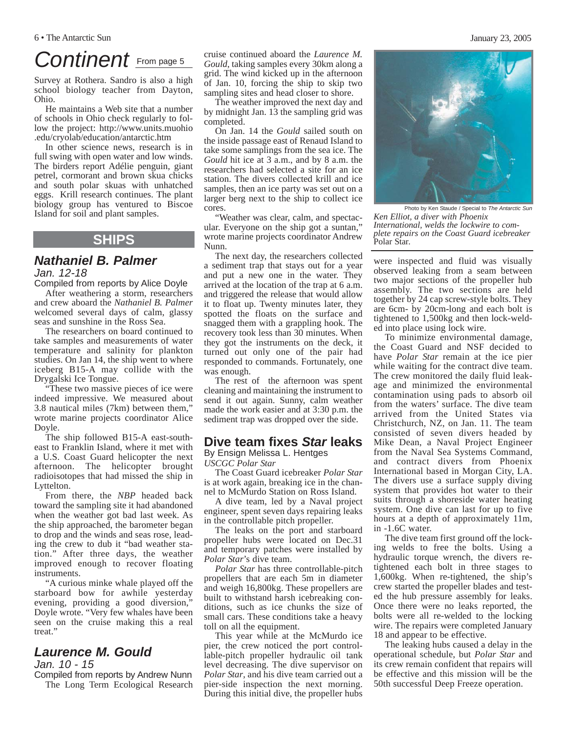# Continent

From page 5

Survey at Rothera. Sandro is also a high school biology teacher from Dayton, Ohio.

He maintains a Web site that a number of schools in Ohio check regularly to follow the project: http://www.units.muohio.edu/cryolab/education/antarctic.htm

In other science news, research is in full swing with open water and low winds. The birders report Adélie penguin, giant petrel, cormorant and brown skua chicks and south polar skuas with unhatched eggs. Krill research continues. The plant biology group has ventured to Biscoe Island for soil and plant samples.

## SHIPS

### *Nathaniel B. Palmer*

*Jan. 12-18*

Compiled from reports by Alice Doyle

After weathering a storm, researchers and crew aboard the *Nathaniel B. Palmer* welcomed several days of calm, glassy seas and sunshine in the Ross Sea.

The researchers on board continued to take samples and measurements of water temperature and salinity for plankton studies. On Jan 14, the ship went to where iceberg B15-A may collide with the Drygalski Ice Tongue.

"These two massive pieces of ice were indeed impressive. We measured about 3.8 nautical miles (7km) between them," wrote marine projects coordinator Alice Doyle.

The ship followed B15-A east-southeast to Franklin Island, where it met with a U.S. Coast Guard helicopter the next afternoon. The helicopter brought radioisotopes that had missed the ship in Lyttelton.

From there, the *NBP* headed back toward the sampling site it had abandoned when the weather got bad last week. As the ship approached, the barometer began to drop and the winds and seas rose, leading the crew to dub it "bad weather station." After three days, the weather improved enough to recover floating instruments.

"A curious minke whale played off the starboard bow for awhile yesterday evening, providing a good diversion," Doyle wrote. "Very few whales have been seen on the cruise making this a real treat."

### *Laurence M. Gould*

*Jan. 10 - 15*

Compiled from reports by Andrew Nunn

The Long Term Ecological Research cruise continued aboard the *Laurence M. Gould*, taking samples every 30km along a grid. The wind kicked up in the afternoon of Jan. 10, forcing the ship to skip two sampling sites and head closer to shore.

The weather improved the next day and by midnight Jan. 13 the sampling grid was completed.

On Jan. 14 the *Gould* sailed south on the inside passage east of Renaud Island to take some samplings from the sea ice. The *Gould* hit ice at 3 a.m., and by 8 a.m. the researchers had selected a site for an ice station. The divers collected krill and ice samples, then an ice party was set out on a larger berg next to the ship to collect ice cores.

"Weather was clear, calm, and spectacular. Everyone on the ship got a suntan," wrote marine projects coordinator Andrew Nunn.

The next day, the researchers collected a sediment trap that stays out for a year and put a new one in the water. They arrived at the location of the trap at 6 a.m. and triggered the release that would allow it to float up. Twenty minutes later, they spotted the floats on the surface and snagged them with a grappling hook. The recovery took less than 30 minutes. When they got the instruments on the deck, it turned out only one of the pair had responded to commands. Fortunately, one was enough.

The rest of the afternoon was spent cleaning and maintaining the instrument to send it out again. Sunny, calm weather made the work easier and at 3:30 p.m. the sediment trap was dropped over the side.

## Dive team fixes *Star* leaks

By Ensign Melissa L. Hentges

*USCGC Polar Star*

The Coast Guard icebreaker *Polar Star* is at work again, breaking ice in the channel to McMurdo Station on Ross Island.

A dive team, led by a Naval project engineer, spent seven days repairing leaks in the controllable pitch propeller.

The leaks on the port and starboard propeller hubs were located on Dec.31 and temporary patches were installed by *Polar Star*'s dive team.

*Polar Star* has three controllable-pitch propellers that are each 5m in diameter and weigh 16,800kg. These propellers are built to withstand harsh icebreaking conditions, such as ice chunks the size of small cars. These conditions take a heavy toll on all the equipment.

This year while at the McMurdo ice pier, the crew noticed the port controllable-pitch propeller hydraulic oil tank level decreasing. The dive supervisor on *Polar Star*, and his dive team carried out a pier-side inspection the next morning. During this initial dive, the propeller hubs were inspected and fluid was visually observed leaking from a seam between two major sections of the propeller hub assembly. The two sections are held together by 24 cap screw-style bolts. They are 6cm- by 20cm-long and each bolt is tightened to 1,500kg and then lock-welded into place using lock wire.

Photo by Ken Staude / Special to *The Antarctic Sun*

*Ken Elliot, a diver with Phoenix International, welds the lockwire to complete repairs on the Coast Guard icebreaker* Polar Star.

To minimize environmental damage, the Coast Guard and NSF decided to have *Polar Star* remain at the ice pier while waiting for the contract dive team. The crew monitored the daily fluid leakage and minimized the environmental contamination using pads to absorb oil from the waters' surface. The dive team arrived from the United States via Christchurch, NZ, on Jan. 11. The team consisted of seven divers headed by Mike Dean, a Naval Project Engineer from the Naval Sea Systems Command, and contract divers from Phoenix International based in Morgan City, LA. The divers use a surface supply diving system that provides hot water to their suits through a shoreside water heating system. One dive can last for up to five hours at a depth of approximately 11m, in -1.6C water.

The dive team first ground off the locking welds to free the bolts. Using a hydraulic torque wrench, the divers re-tightened each bolt in three stages to 1,600kg. When re-tightened, the ship's crew started the propeller blades and tested the hub pressure assembly for leaks. Once there were no leaks reported, the bolts were all re-welded to the locking wire. The repairs were completed January 18 and appear to be effective.

The leaking hubs caused a delay in the operational schedule, but *Polar Star* and its crew remain confident that repairs will be effective and this mission will be the 50th successful Deep Freeze operation.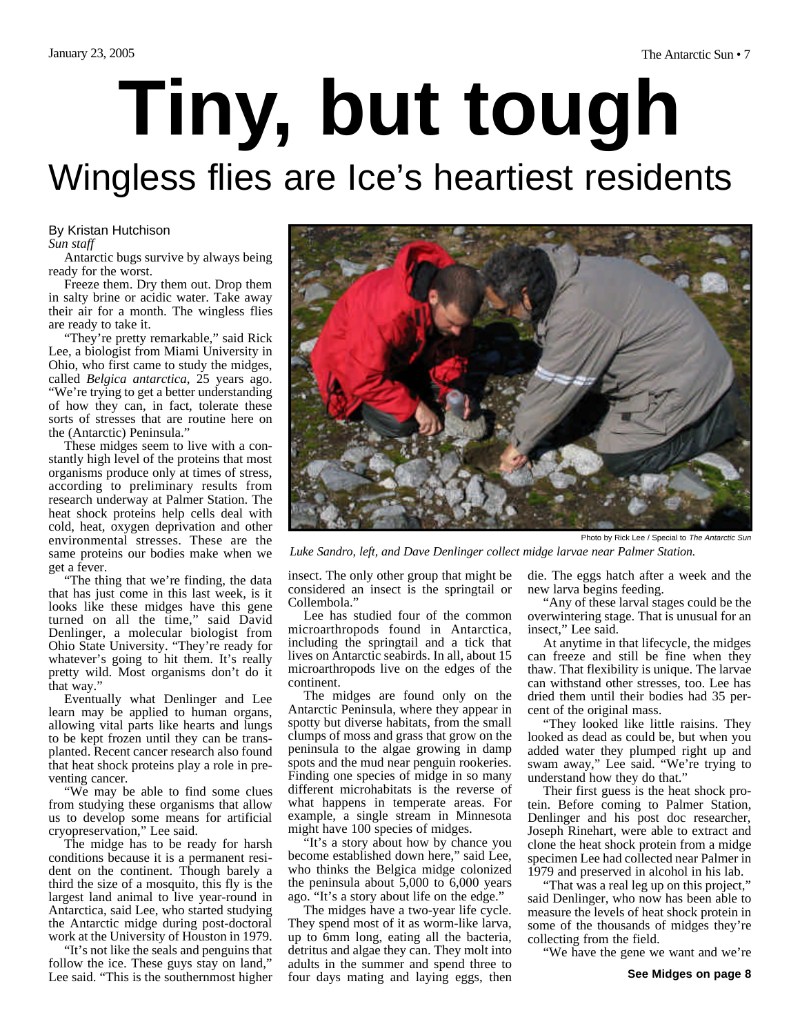# Tiny, but tough

## Wingless flies are Ice's heartiest residents

By Kristan Hutchison
*Sun staff*

Antarctic bugs survive by always being ready for the worst.

Freeze them. Dry them out. Drop them in salty brine or acidic water. Take away their air for a month. The wingless flies are ready to take it.

"They're pretty remarkable," said Rick Lee, a biologist from Miami University in Ohio, who first came to study the midges, called *Belgica antarctica*, 25 years ago. "We're trying to get a better understanding of how they can, in fact, tolerate these sorts of stresses that are routine here on the (Antarctic) Peninsula."

These midges seem to live with a constantly high level of the proteins that most organisms produce only at times of stress, according to preliminary results from research underway at Palmer Station. The heat shock proteins help cells deal with cold, heat, oxygen deprivation and other environmental stresses. These are the same proteins our bodies make when we get a fever.

"The thing that we're finding, the data that has just come in this last week, is it looks like these midges have this gene turned on all the time," said David Denlinger, a molecular biologist from Ohio State University. "They're ready for whatever's going to hit them. It's really pretty wild. Most organisms don't do it that way."

Eventually what Denlinger and Lee learn may be applied to human organs, allowing vital parts like hearts and lungs to be kept frozen until they can be transplanted. Recent cancer research also found that heat shock proteins play a role in preventing cancer.

"We may be able to find some clues from studying these organisms that allow us to develop some means for artificial cryopreservation," Lee said.

The midge has to be ready for harsh conditions because it is a permanent resident on the continent. Though barely a third the size of a mosquito, this fly is the largest land animal to live year-round in Antarctica, said Lee, who started studying the Antarctic midge during post-doctoral work at the University of Houston in 1979.

"It's not like the seals and penguins that follow the ice. These guys stay on land," Lee said. "This is the southernmost higher insect. The only other group that might be considered an insect is the springtail or Collembola."

Photo by Rick Lee / Special to *The Antarctic Sun*

*Luke Sandro, left, and Dave Denlinger collect midge larvae near Palmer Station.*

Lee has studied four of the common microarthropods found in Antarctica, including the springtail and a tick that lives on Antarctic seabirds. In all, about 15 microarthropods live on the edges of the continent.

The midges are found only on the Antarctic Peninsula, where they appear in spotty but diverse habitats, from the small clumps of moss and grass that grow on the peninsula to the algae growing in damp spots and the mud near penguin rookeries. Finding one species of midge in so many different microhabitats is the reverse of what happens in temperate areas. For example, a single stream in Minnesota might have 100 species of midges.

"It's a story about how by chance you become established down here," said Lee, who thinks the Belgica midge colonized the peninsula about 5,000 to 6,000 years ago. "It's a story about life on the edge."

The midges have a two-year life cycle. They spend most of it as worm-like larva, up to 6mm long, eating all the bacteria, detritus and algae they can. They molt into adults in the summer and spend three to four days mating and laying eggs, then die. The eggs hatch after a week and the new larva begins feeding.

"Any of these larval stages could be the overwintering stage. That is unusual for an insect," Lee said.

At anytime in that lifecycle, the midges can freeze and still be fine when they thaw. That flexibility is unique. The larvae can withstand other stresses, too. Lee has dried them until their bodies had 35 percent of the original mass.

"They looked like little raisins. They looked as dead as could be, but when you added water they plumped right up and swam away," Lee said. "We're trying to understand how they do that."

Their first guess is the heat shock protein. Before coming to Palmer Station, Denlinger and his post doc researcher, Joseph Rinehart, were able to extract and clone the heat shock protein from a midge specimen Lee had collected near Palmer in 1979 and preserved in alcohol in his lab.

"That was a real leg up on this project," said Denlinger, who now has been able to measure the levels of heat shock protein in some of the thousands of midges they're collecting from the field.

"We have the gene we want and we're

**See Midges on page 8**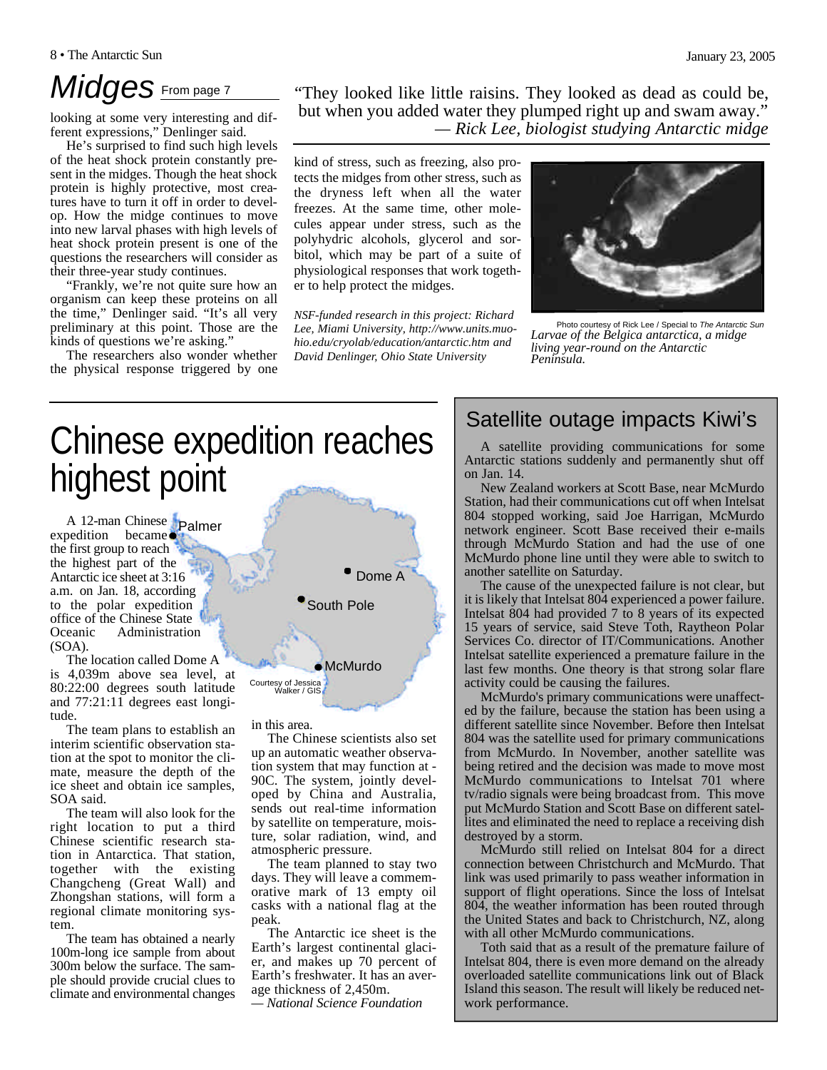# Midges From page 7

looking at some very interesting and different expressions," Denlinger said.

He's surprised to find such high levels of the heat shock protein constantly present in the midges. Though the heat shock protein is highly protective, most creatures have to turn it off in order to develop. How the midge continues to move into new larval phases with high levels of heat shock protein present is one of the questions the researchers will consider as their three-year study continues.

"Frankly, we're not quite sure how an organism can keep these proteins on all the time," Denlinger said. "It's all very preliminary at this point. Those are the kinds of questions we're asking."

The researchers also wonder whether the physical response triggered by one kind of stress, such as freezing, also protects the midges from other stress, such as the dryness left when all the water freezes. At the same time, other molecules appear under stress, such as the polyhydric alcohols, glycerol and sorbitol, which may be part of a suite of physiological responses that work together to help protect the midges.

*NSF-funded research in this project: Richard Lee, Miami University, http://www.units.muohio.edu/cryolab/education/antarctic.htm and David Denlinger, Ohio State University*

"They looked like little raisins. They looked as dead as could be, but when you added water they plumped right up and swam away."
*— Rick Lee, biologist studying Antarctic midge*

Photo courtesy of Rick Lee / Special to *The Antarctic Sun*

*Larvae of the Belgica antarctica, a midge living year-round on the Antarctic Peninsula.*

# Chinese expedition reaches highest point

A 12-man Chinese expedition became the first group to reach the highest part of the Antarctic ice sheet at 3:16 a.m. on Jan. 18, according to the polar expedition office of the Chinese State Oceanic Administration (SOA).

The location called Dome A is 4,039m above sea level, at 80:22:00 degrees south latitude and 77:21:11 degrees east longitude.

The team plans to establish an interim scientific observation station at the spot to monitor the climate, measure the depth of the ice sheet and obtain ice samples, SOA said.

The team will also look for the right location to put a third Chinese scientific research station in Antarctica. That station, together with the existing Changcheng (Great Wall) and Zhongshan stations, will form a regional climate monitoring system.

The team has obtained a nearly 100m-long ice sample from about 300m below the surface. The sample should provide crucial clues to climate and environmental changes in this area.

The Chinese scientists also set up an automatic weather observation system that may function at -90C. The system, jointly developed by China and Australia, sends out real-time information by satellite on temperature, moisture, solar radiation, wind, and atmospheric pressure.

The team planned to stay two days. They will leave a commemorative mark of 13 empty oil casks with a national flag at the peak.

The Antarctic ice sheet is the Earth's largest continental glacier, and makes up 70 percent of Earth's freshwater. It has an average thickness of 2,450m.

*— National Science Foundation*

Palmer
Dome A
South Pole
McMurdo

Courtesy of Jessica Walker / GIS

## Satellite outage impacts Kiwi's

A satellite providing communications for some Antarctic stations suddenly and permanently shut off on Jan. 14.

New Zealand workers at Scott Base, near McMurdo Station, had their communications cut off when Intelsat 804 stopped working, said Joe Harrigan, McMurdo network engineer. Scott Base received their e-mails through McMurdo Station and had the use of one McMurdo phone line until they were able to switch to another satellite on Saturday.

The cause of the unexpected failure is not clear, but it is likely that Intelsat 804 experienced a power failure. Intelsat 804 had provided 7 to 8 years of its expected 15 years of service, said Steve Toth, Raytheon Polar Services Co. director of IT/Communications. Another Intelsat satellite experienced a premature failure in the last few months. One theory is that strong solar flare activity could be causing the failures.

McMurdo's primary communications were unaffected by the failure, because the station has been using a different satellite since November. Before then Intelsat 804 was the satellite used for primary communications from McMurdo. In November, another satellite was being retired and the decision was made to move most McMurdo communications to Intelsat 701 where tv/radio signals were being broadcast from. This move put McMurdo Station and Scott Base on different satellites and eliminated the need to replace a receiving dish destroyed by a storm.

McMurdo still relied on Intelsat 804 for a direct connection between Christchurch and McMurdo. That link was used primarily to pass weather information in support of flight operations. Since the loss of Intelsat 804, the weather information has been routed through the United States and back to Christchurch, NZ, along with all other McMurdo communications.

Toth said that as a result of the premature failure of Intelsat 804, there is even more demand on the already overloaded satellite communications link out of Black Island this season. The result will likely be reduced network performance.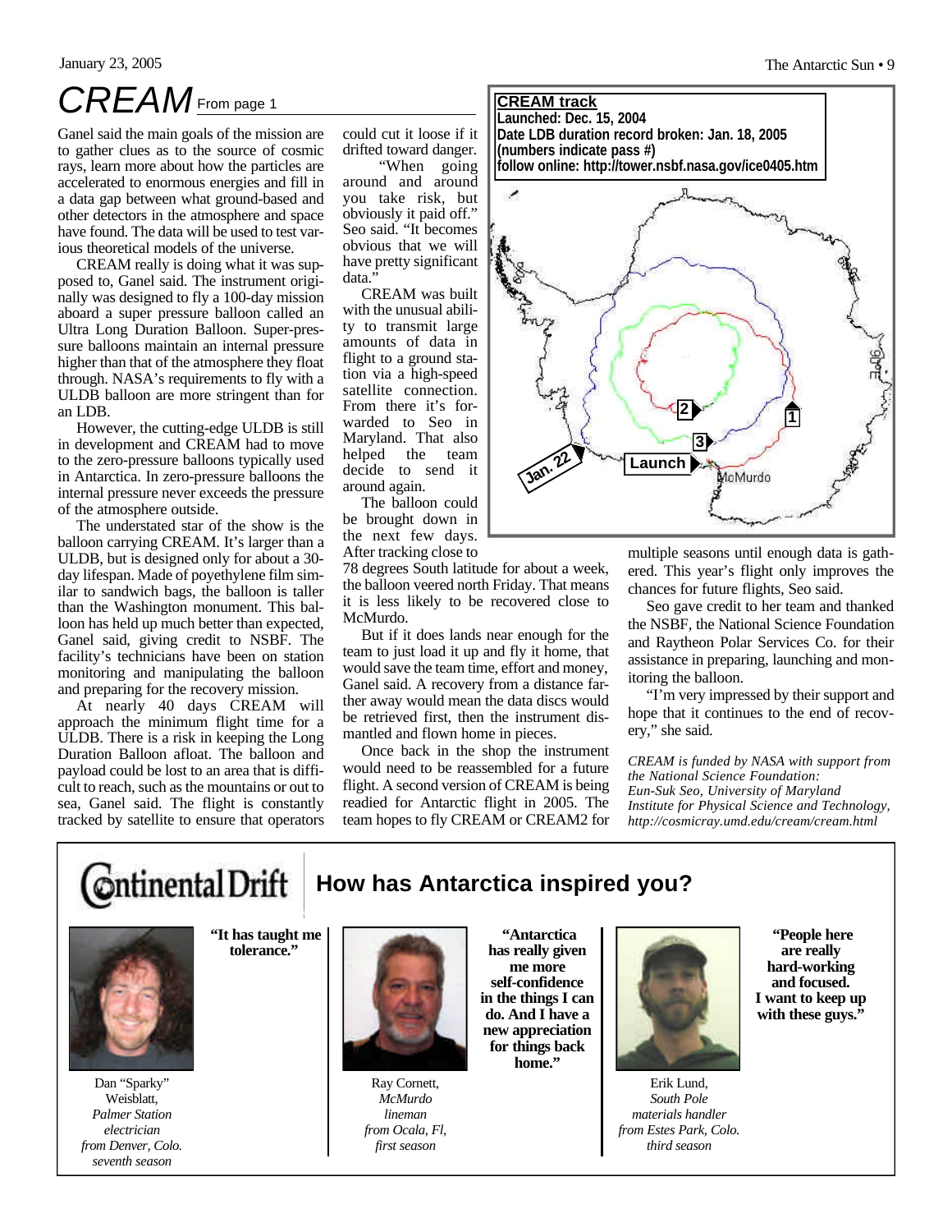# CREAM From page 1

Ganel said the main goals of the mission are to gather clues as to the source of cosmic rays, learn more about how the particles are accelerated to enormous energies and fill in a data gap between what ground-based and other detectors in the atmosphere and space have found. The data will be used to test various theoretical models of the universe.

CREAM really is doing what it was supposed to, Ganel said. The instrument originally was designed to fly a 100-day mission aboard a super pressure balloon called an Ultra Long Duration Balloon. Super-pressure balloons maintain an internal pressure higher than that of the atmosphere they float through. NASA's requirements to fly with a ULDB balloon are more stringent than for an LDB.

However, the cutting-edge ULDB is still in development and CREAM had to move to the zero-pressure balloons typically used in Antarctica. In zero-pressure balloons the internal pressure never exceeds the pressure of the atmosphere outside.

The understated star of the show is the balloon carrying CREAM. It's larger than a ULDB, but is designed only for about a 30-day lifespan. Made of poyethylene film similar to sandwich bags, the balloon is taller than the Washington monument. This balloon has held up much better than expected, Ganel said, giving credit to NSBF. The facility's technicians have been on station monitoring and manipulating the balloon and preparing for the recovery mission.

At nearly 40 days CREAM will approach the minimum flight time for a ULDB. There is a risk in keeping the Long Duration Balloon afloat. The balloon and payload could be lost to an area that is difficult to reach, such as the mountains or out to sea, Ganel said. The flight is constantly tracked by satellite to ensure that operators could cut it loose if it drifted toward danger.

"When going around and around you take risk, but obviously it paid off." Seo said. "It becomes obvious that we will have pretty significant data."

CREAM was built with the unusual ability to transmit large amounts of data in flight to a ground station via a high-speed satellite connection. From there it's forwarded to Seo in Maryland. That also helped the team decide to send it around again.

The balloon could be brought down in the next few days. After tracking close to 78 degrees South latitude for about a week, the balloon veered north Friday. That means it is less likely to be recovered close to McMurdo.

But if it does lands near enough for the team to just load it up and fly it home, that would save the team time, effort and money, Ganel said. A recovery from a distance farther away would mean the data discs would be retrieved first, then the instrument dismantled and flown home in pieces.

Once back in the shop the instrument would need to be reassembled for a future flight. A second version of CREAM is being readied for Antarctic flight in 2005. The team hopes to fly CREAM or CREAM2 for multiple seasons until enough data is gathered. This year's flight only improves the chances for future flights, Seo said.

Seo gave credit to her team and thanked the NSBF, the National Science Foundation and Raytheon Polar Services Co. for their assistance in preparing, launching and monitoring the balloon.

"I'm very impressed by their support and hope that it continues to the end of recovery," she said.

**CREAM track**
**Launched: Dec. 15, 2004**
**Date LDB duration record broken: Jan. 18, 2005**
**(numbers indicate pass #)**
**follow online: http://tower.nsbf.nasa.gov/ice0405.htm**

*CREAM is funded by NASA with support from the National Science Foundation: Eun-Suk Seo, University of Maryland Institute for Physical Science and Technology, http://cosmicray.umd.edu/cream/cream.html*

## Continental Drift: How has Antarctica inspired you?

**"It has taught me tolerance."**

Dan "Sparky" Weisblatt, *Palmer Station electrician from Denver, Colo. seventh season*

**"Antarctica has really given me more self-confidence in the things I can do. And I have a new appreciation for things back home."**

Ray Cornett, *McMurdo lineman from Ocala, Fl, first season*

**"People here are really hard-working and focused. I want to keep up with these guys."**

Erik Lund, *South Pole materials handler from Estes Park, Colo. third season*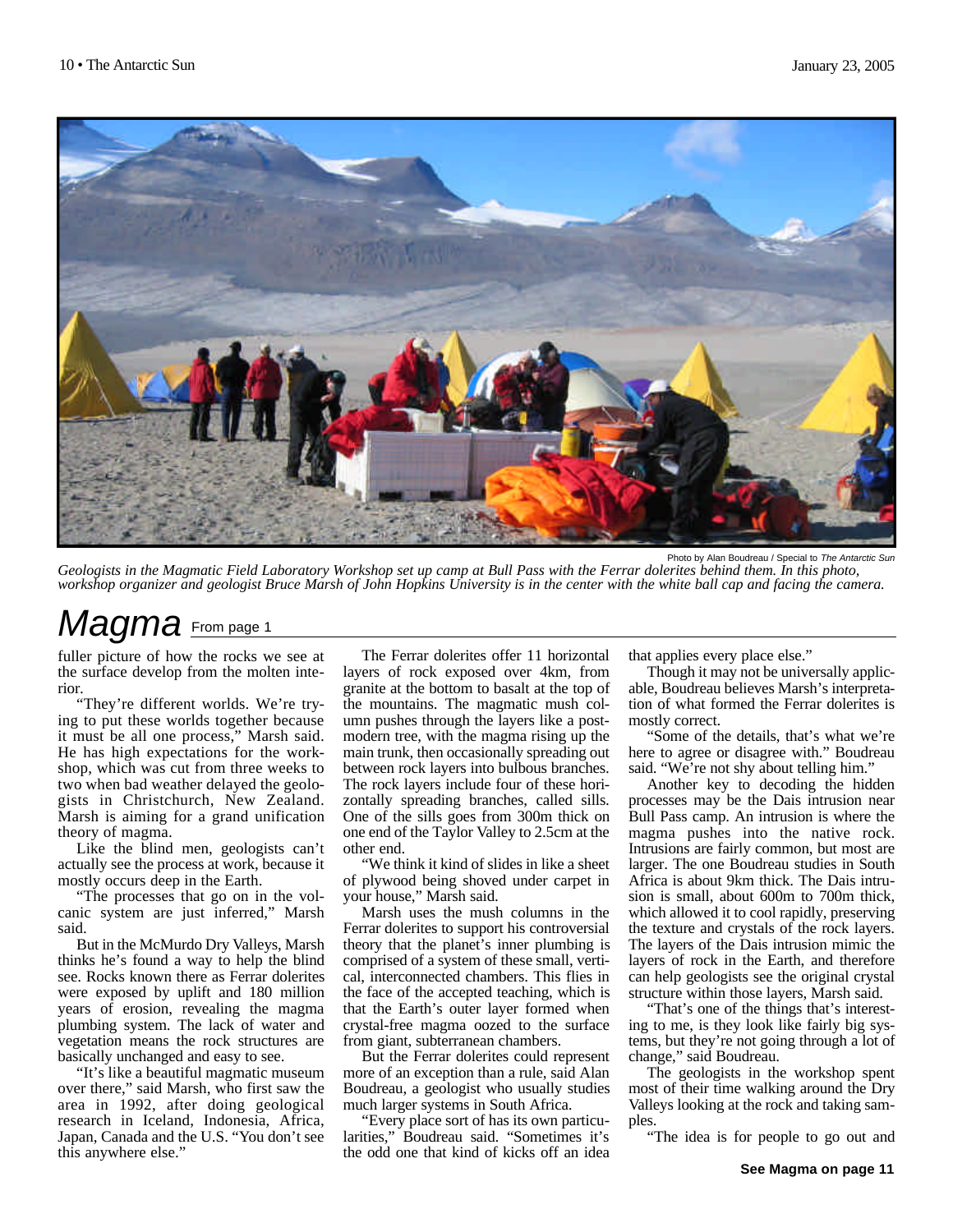Photo by Alan Boudreau / Special to *The Antarctic Sun*

*Geologists in the Magmatic Field Laboratory Workshop set up camp at Bull Pass with the Ferrar dolerites behind them. In this photo, workshop organizer and geologist Bruce Marsh of John Hopkins University is in the center with the white ball cap and facing the camera.*

# Magma From page 1

fuller picture of how the rocks we see at the surface develop from the molten interior.

"They're different worlds. We're trying to put these worlds together because it must be all one process," Marsh said. He has high expectations for the workshop, which was cut from three weeks to two when bad weather delayed the geologists in Christchurch, New Zealand. Marsh is aiming for a grand unification theory of magma.

Like the blind men, geologists can't actually see the process at work, because it mostly occurs deep in the Earth.

"The processes that go on in the volcanic system are just inferred," Marsh said.

But in the McMurdo Dry Valleys, Marsh thinks he's found a way to help the blind see. Rocks known there as Ferrar dolerites were exposed by uplift and 180 million years of erosion, revealing the magma plumbing system. The lack of water and vegetation means the rock structures are basically unchanged and easy to see.

"It's like a beautiful magmatic museum over there," said Marsh, who first saw the area in 1992, after doing geological research in Iceland, Indonesia, Africa, Japan, Canada and the U.S. "You don't see this anywhere else."

The Ferrar dolerites offer 11 horizontal layers of rock exposed over 4km, from granite at the bottom to basalt at the top of the mountains. The magmatic mush column pushes through the layers like a post-modern tree, with the magma rising up the main trunk, then occasionally spreading out between rock layers into bulbous branches. The rock layers include four of these horizontally spreading branches, called sills. One of the sills goes from 300m thick on one end of the Taylor Valley to 2.5cm at the other end.

"We think it kind of slides in like a sheet of plywood being shoved under carpet in your house," Marsh said.

Marsh uses the mush columns in the Ferrar dolerites to support his controversial theory that the planet's inner plumbing is comprised of a system of these small, vertical, interconnected chambers. This flies in the face of the accepted teaching, which is that the Earth's outer layer formed when crystal-free magma oozed to the surface from giant, subterranean chambers.

But the Ferrar dolerites could represent more of an exception than a rule, said Alan Boudreau, a geologist who usually studies much larger systems in South Africa.

"Every place sort of has its own particularities," Boudreau said. "Sometimes it's the odd one that kind of kicks off an idea that applies every place else."

Though it may not be universally applicable, Boudreau believes Marsh's interpretation of what formed the Ferrar dolerites is mostly correct.

"Some of the details, that's what we're here to agree or disagree with." Boudreau said. "We're not shy about telling him."

Another key to decoding the hidden processes may be the Dais intrusion near Bull Pass camp. An intrusion is where the magma pushes into the native rock. Intrusions are fairly common, but most are larger. The one Boudreau studies in South Africa is about 9km thick. The Dais intrusion is small, about 600m to 700m thick, which allowed it to cool rapidly, preserving the texture and crystals of the rock layers. The layers of the Dais intrusion mimic the layers of rock in the Earth, and therefore can help geologists see the original crystal structure within those layers, Marsh said.

"That's one of the things that's interesting to me, is they look like fairly big systems, but they're not going through a lot of change," said Boudreau.

The geologists in the workshop spent most of their time walking around the Dry Valleys looking at the rock and taking samples.

"The idea is for people to go out and

**See Magma on page 11**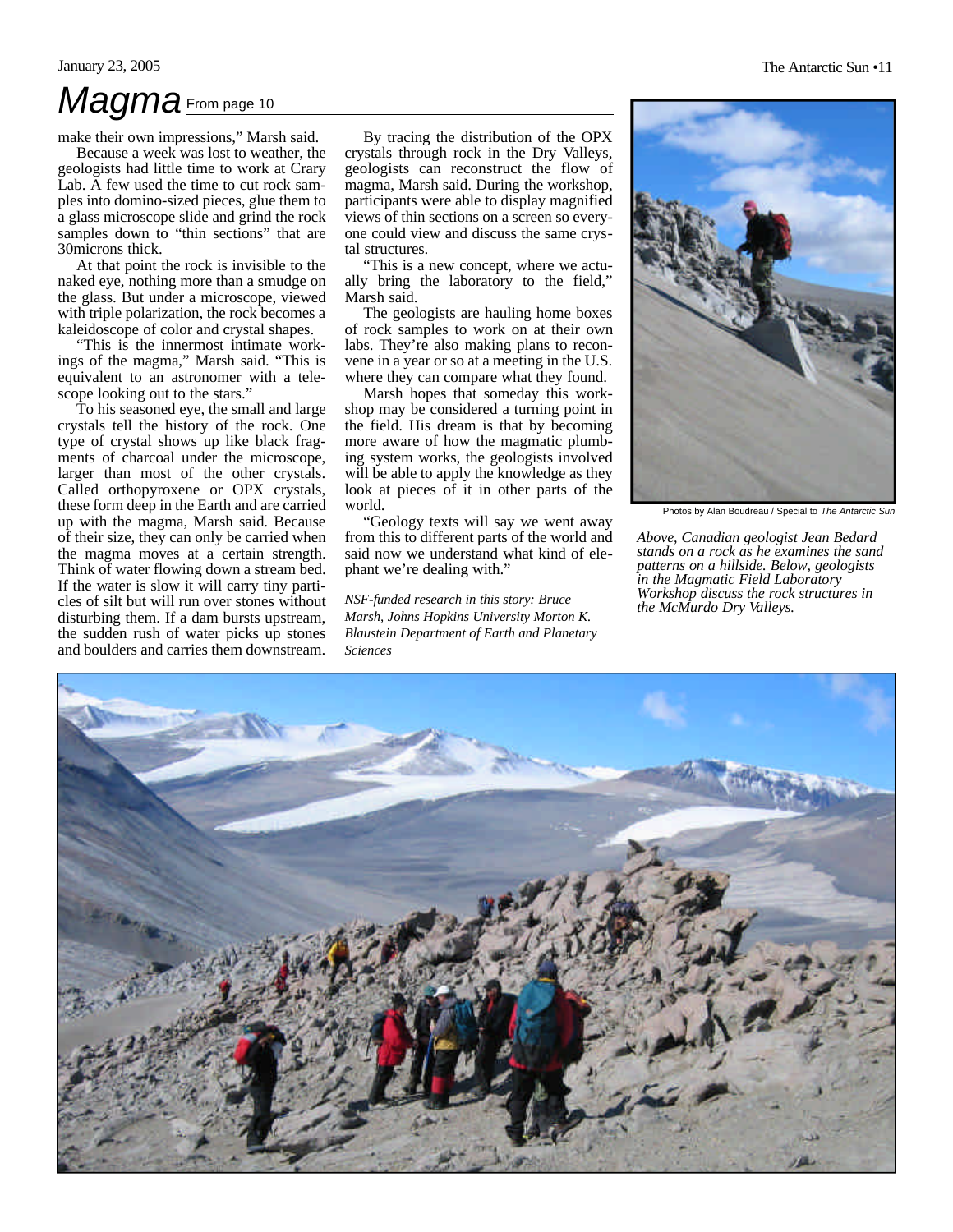# Magma From page 10

make their own impressions," Marsh said.

Because a week was lost to weather, the geologists had little time to work at Crary Lab. A few used the time to cut rock samples into domino-sized pieces, glue them to a glass microscope slide and grind the rock samples down to "thin sections" that are 30microns thick.

At that point the rock is invisible to the naked eye, nothing more than a smudge on the glass. But under a microscope, viewed with triple polarization, the rock becomes a kaleidoscope of color and crystal shapes.

"This is the innermost intimate workings of the magma," Marsh said. "This is equivalent to an astronomer with a telescope looking out to the stars."

To his seasoned eye, the small and large crystals tell the history of the rock. One type of crystal shows up like black fragments of charcoal under the microscope, larger than most of the other crystals. Called orthopyroxene or OPX crystals, these form deep in the Earth and are carried up with the magma, Marsh said. Because of their size, they can only be carried when the magma moves at a certain strength. Think of water flowing down a stream bed. If the water is slow it will carry tiny particles of silt but will run over stones without disturbing them. If a dam bursts upstream, the sudden rush of water picks up stones and boulders and carries them downstream.

By tracing the distribution of the OPX crystals through rock in the Dry Valleys, geologists can reconstruct the flow of magma, Marsh said. During the workshop, participants were able to display magnified views of thin sections on a screen so everyone could view and discuss the same crystal structures.

"This is a new concept, where we actually bring the laboratory to the field," Marsh said.

The geologists are hauling home boxes of rock samples to work on at their own labs. They're also making plans to reconvene in a year or so at a meeting in the U.S. where they can compare what they found.

Marsh hopes that someday this workshop may be considered a turning point in the field. His dream is that by becoming more aware of how the magmatic plumbing system works, the geologists involved will be able to apply the knowledge as they look at pieces of it in other parts of the world.

"Geology texts will say we went away from this to different parts of the world and said now we understand what kind of elephant we're dealing with."

*NSF-funded research in this story: Bruce Marsh, Johns Hopkins University Morton K. Blaustein Department of Earth and Planetary Sciences*

Photos by Alan Boudreau / Special to *The Antarctic Sun*

*Above, Canadian geologist Jean Bedard stands on a rock as he examines the sand patterns on a hillside. Below, geologists in the Magmatic Field Laboratory Workshop discuss the rock structures in the McMurdo Dry Valleys.*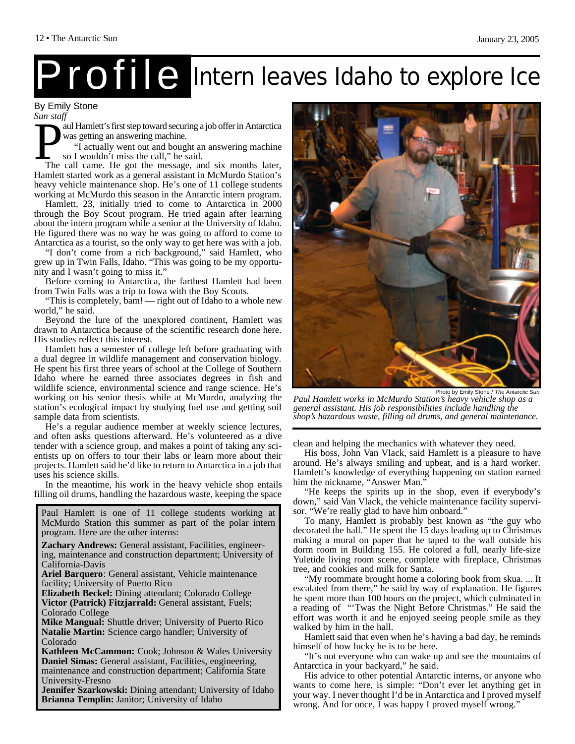# Profile Intern leaves Idaho to explore Ice

By Emily Stone
*Sun staff*

Paul Hamlett's first step toward securing a job offer in Antarctica was getting an answering machine.

"I actually went out and bought an answering machine so I wouldn't miss the call," he said.

The call came. He got the message, and six months later, Hamlett started work as a general assistant in McMurdo Station's heavy vehicle maintenance shop. He's one of 11 college students working at McMurdo this season in the Antarctic intern program.

Hamlett, 23, initially tried to come to Antarctica in 2000 through the Boy Scout program. He tried again after learning about the intern program while a senior at the University of Idaho. He figured there was no way he was going to afford to come to Antarctica as a tourist, so the only way to get here was with a job.

"I don't come from a rich background," said Hamlett, who grew up in Twin Falls, Idaho. "This was going to be my opportunity and I wasn't going to miss it."

Before coming to Antarctica, the farthest Hamlett had been from Twin Falls was a trip to Iowa with the Boy Scouts.

"This is completely, bam! — right out of Idaho to a whole new world," he said.

Beyond the lure of the unexplored continent, Hamlett was drawn to Antarctica because of the scientific research done here. His studies reflect this interest.

Hamlett has a semester of college left before graduating with a dual degree in wildlife management and conservation biology. He spent his first three years of school at the College of Southern Idaho where he earned three associates degrees in fish and wildlife science, environmental science and range science. He's working on his senior thesis while at McMurdo, analyzing the station's ecological impact by studying fuel use and getting soil sample data from scientists.

He's a regular audience member at weekly science lectures, and often asks questions afterward. He's volunteered as a dive tender with a science group, and makes a point of taking any scientists up on offers to tour their labs or learn more about their projects. Hamlett said he'd like to return to Antarctica in a job that uses his science skills.

In the meantime, his work in the heavy vehicle shop entails filling oil drums, handling the hazardous waste, keeping the space clean and helping the mechanics with whatever they need.

His boss, John Van Vlack, said Hamlett is a pleasure to have around. He's always smiling and upbeat, and is a hard worker. Hamlett's knowledge of everything happening on station earned him the nickname, "Answer Man."

"He keeps the spirits up in the shop, even if everybody's down," said Van Vlack, the vehicle maintenance facility supervisor. "We're really glad to have him onboard."

To many, Hamlett is probably best known as "the guy who decorated the hall." He spent the 15 days leading up to Christmas making a mural on paper that he taped to the wall outside his dorm room in Building 155. He colored a full, nearly life-size Yuletide living room scene, complete with fireplace, Christmas tree, and cookies and milk for Santa.

"My roommate brought home a coloring book from skua. ... It escalated from there," he said by way of explanation. He figures he spent more than 100 hours on the project, which culminated in a reading of "'Twas the Night Before Christmas." He said the effort was worth it and he enjoyed seeing people smile as they walked by him in the hall.

Hamlett said that even when he's having a bad day, he reminds himself of how lucky he is to be here.

"It's not everyone who can wake up and see the mountains of Antarctica in your backyard," he said.

His advice to other potential Antarctic interns, or anyone who wants to come here, is simple: "Don't ever let anything get in your way. I never thought I'd be in Antarctica and I proved myself wrong. And for once, I was happy I proved myself wrong."

Photo by Emily Stone / *The Antarctic Sun*

*Paul Hamlett works in McMurdo Station's heavy vehicle shop as a general assistant. His job responsibilities include handling the shop's hazardous waste, filling oil drums, and general maintenance.*

---

Paul Hamlett is one of 11 college students working at McMurdo Station this summer as part of the polar intern program. Here are the other interns:

**Zachary Andrews:** General assistant, Facilities, engineering, maintenance and construction department; University of California-Davis
**Ariel Barquero**: General assistant, Vehicle maintenance facility; University of Puerto Rico
**Elizabeth Beckel:** Dining attendant; Colorado College
**Victor (Patrick) Fitzjarrald:** General assistant, Fuels; Colorado College
**Mike Mangual:** Shuttle driver; University of Puerto Rico
**Natalie Martin:** Science cargo handler; University of Colorado
**Kathleen McCammon:** Cook; Johnson & Wales University
**Daniel Simas:** General assistant, Facilities, engineering, maintenance and construction department; California State University-Fresno
**Jennifer Szarkowski:** Dining attendant; University of Idaho
**Brianna Templin:** Janitor; University of Idaho